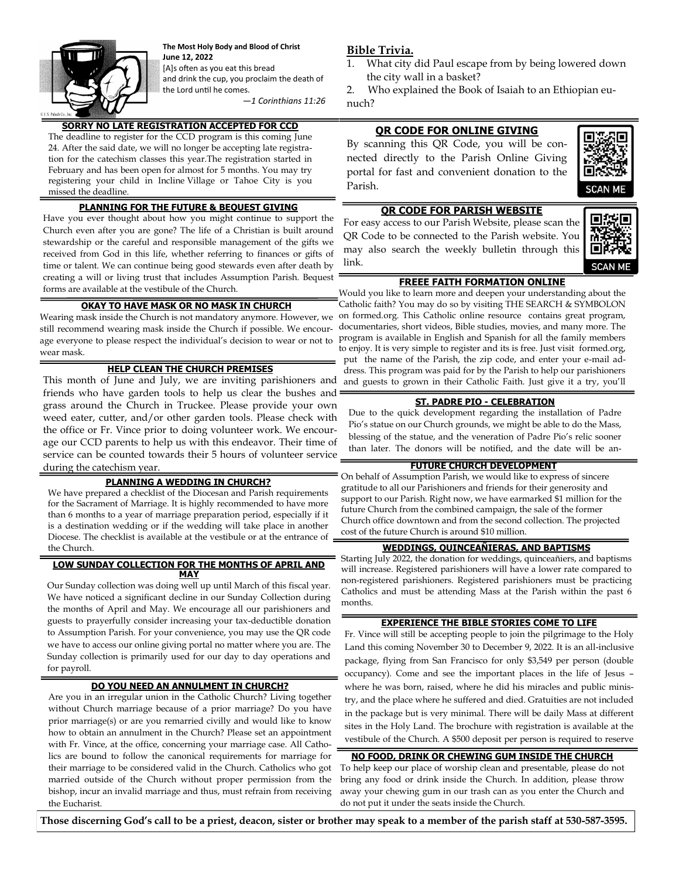**The Most Holy Body and Blood of Christ**
**June 12, 2022**

[A]s often as you eat this bread
and drink the cup, you proclaim the death of
the Lord until he comes.

*—1 Corinthians 11:26*

## SORRY NO LATE REGISTRATION ACCEPTED FOR CCD

The deadline to register for the CCD program is this coming June 24. After the said date, we will no longer be accepting late registration for the catechism classes this year.The registration started in February and has been open for almost for 5 months. You may try registering your child in Incline Village or Tahoe City is you missed the deadline.

## PLANNING FOR THE FUTURE & BEQUEST GIVING

Have you ever thought about how you might continue to support the Church even after you are gone? The life of a Christian is built around stewardship or the careful and responsible management of the gifts we received from God in this life, whether referring to finances or gifts of time or talent. We can continue being good stewards even after death by creating a will or living trust that includes Assumption Parish. Bequest forms are available at the vestibule of the Church.

## OKAY TO HAVE MASK OR NO MASK IN CHURCH

Wearing mask inside the Church is not mandatory anymore. However, we still recommend wearing mask inside the Church if possible. We encourage everyone to please respect the individual's decision to wear or not to wear mask.

## HELP CLEAN THE CHURCH PREMISES

This month of June and July, we are inviting parishioners and friends who have garden tools to help us clear the bushes and grass around the Church in Truckee. Please provide your own weed eater, cutter, and/or other garden tools. Please check with the office or Fr. Vince prior to doing volunteer work. We encourage our CCD parents to help us with this endeavor. Their time of service can be counted towards their 5 hours of volunteer service during the catechism year.

## PLANNING A WEDDING IN CHURCH?

We have prepared a checklist of the Diocesan and Parish requirements for the Sacrament of Marriage. It is highly recommended to have more than 6 months to a year of marriage preparation period, especially if it is a destination wedding or if the wedding will take place in another Diocese. The checklist is available at the vestibule or at the entrance of the Church.

## LOW SUNDAY COLLECTION FOR THE MONTHS OF APRIL AND MAY

Our Sunday collection was doing well up until March of this fiscal year. We have noticed a significant decline in our Sunday Collection during the months of April and May. We encourage all our parishioners and guests to prayerfully consider increasing your tax-deductible donation to Assumption Parish. For your convenience, you may use the QR code we have to access our online giving portal no matter where you are. The Sunday collection is primarily used for our day to day operations and for payroll.

## DO YOU NEED AN ANNULMENT IN CHURCH?

Are you in an irregular union in the Catholic Church? Living together without Church marriage because of a prior marriage? Do you have prior marriage(s) or are you remarried civilly and would like to know how to obtain an annulment in the Church? Please set an appointment with Fr. Vince, at the office, concerning your marriage case. All Catholics are bound to follow the canonical requirements for marriage for their marriage to be considered valid in the Church. Catholics who got married outside of the Church without proper permission from the bishop, incur an invalid marriage and thus, must refrain from receiving the Eucharist.

## Bible Trivia.

1. What city did Paul escape from by being lowered down the city wall in a basket?
2. Who explained the Book of Isaiah to an Ethiopian eunuch?

## QR CODE FOR ONLINE GIVING

By scanning this QR Code, you will be connected directly to the Parish Online Giving portal for fast and convenient donation to the Parish.

SCAN ME

## QR CODE FOR PARISH WEBSITE

For easy access to our Parish Website, please scan the QR Code to be connected to the Parish website. You may also search the weekly bulletin through this link.

SCAN ME

## FREEE FAITH FORMATION ONLINE

Would you like to learn more and deepen your understanding about the Catholic faith? You may do so by visiting THE SEARCH & SYMBOLON on formed.org. This Catholic online resource contains great program, documentaries, short videos, Bible studies, movies, and many more. The program is available in English and Spanish for all the family members to enjoy. It is very simple to register and its is free. Just visit formed.org, put the name of the Parish, the zip code, and enter your e-mail address. This program was paid for by the Parish to help our parishioners and guests to grown in their Catholic Faith. Just give it a try, you'll

## ST. PADRE PIO - CELEBRATION

Due to the quick development regarding the installation of Padre Pio's statue on our Church grounds, we might be able to do the Mass, blessing of the statue, and the veneration of Padre Pio's relic sooner than later. The donors will be notified, and the date will be an-

## FUTURE CHURCH DEVELOPMENT

On behalf of Assumption Parish, we would like to express of sincere gratitude to all our Parishioners and friends for their generosity and support to our Parish. Right now, we have earmarked $1 million for the future Church from the combined campaign, the sale of the former Church office downtown and from the second collection. The projected cost of the future Church is around $10 million.

## WEDDINGS, QUINCEAÑIERAS, AND BAPTISMS

Starting July 2022, the donation for weddings, quinceañiers, and baptisms will increase. Registered parishioners will have a lower rate compared to non-registered parishioners. Registered parishioners must be practicing Catholics and must be attending Mass at the Parish within the past 6 months.

## EXPERIENCE THE BIBLE STORIES COME TO LIFE

Fr. Vince will still be accepting people to join the pilgrimage to the Holy Land this coming November 30 to December 9, 2022. It is an all-inclusive package, flying from San Francisco for only $3,549 per person (double occupancy). Come and see the important places in the life of Jesus – where he was born, raised, where he did his miracles and public ministry, and the place where he suffered and died. Gratuities are not included in the package but is very minimal. There will be daily Mass at different sites in the Holy Land. The brochure with registration is available at the vestibule of the Church. A $500 deposit per person is required to reserve

## NO FOOD, DRINK OR CHEWING GUM INSIDE THE CHURCH

To help keep our place of worship clean and presentable, please do not bring any food or drink inside the Church. In addition, please throw away your chewing gum in our trash can as you enter the Church and do not put it under the seats inside the Church.

**Those discerning God's call to be a priest, deacon, sister or brother may speak to a member of the parish staff at 530-587-3595.**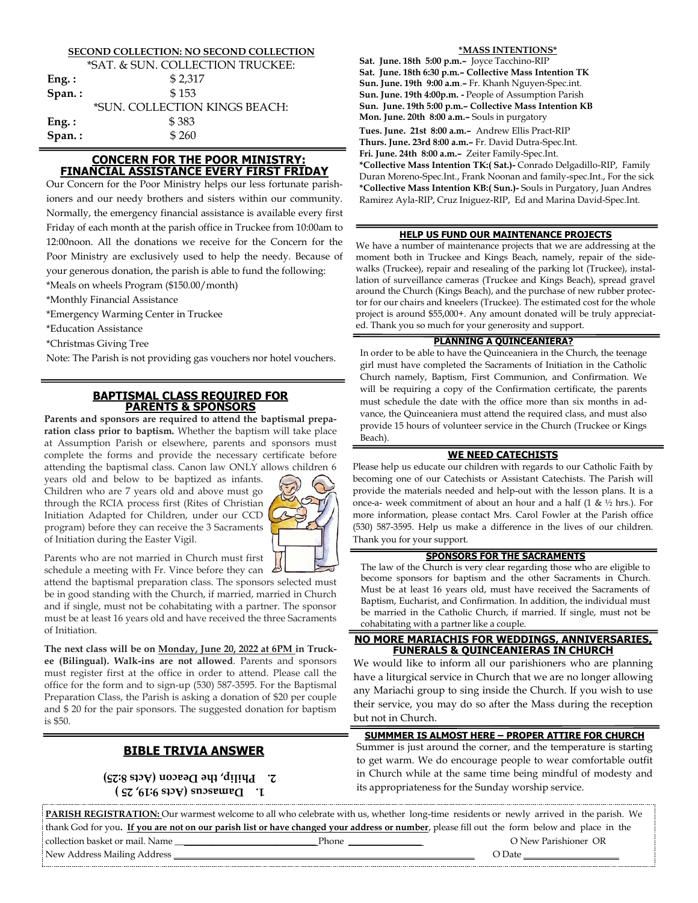**SECOND COLLECTION: NO SECOND COLLECTION**

*SAT. & SUN. COLLECTION TRUCKEE:

| | |
|---|---|
| **Eng. :** | $ 2,317 |
| **Span. :** | $ 153 |

*SUN. COLLECTION KINGS BEACH:

| | |
|---|---|
| **Eng. :** | $ 383 |
| **Span. :** | $ 260 |

## CONCERN FOR THE POOR MINISTRY: FINANCIAL ASSISTANCE EVERY FIRST FRIDAY

Our Concern for the Poor Ministry helps our less fortunate parishioners and our needy brothers and sisters within our community. Normally, the emergency financial assistance is available every first Friday of each month at the parish office in Truckee from 10:00am to 12:00noon. All the donations we receive for the Concern for the Poor Ministry are exclusively used to help the needy. Because of your generous donation, the parish is able to fund the following:

*Meals on wheels Program ($150.00/month)
*Monthly Financial Assistance
*Emergency Warming Center in Truckee
*Education Assistance
*Christmas Giving Tree

Note: The Parish is not providing gas vouchers nor hotel vouchers.

## BAPTISMAL CLASS REQUIRED FOR PARENTS & SPONSORS

**Parents and sponsors are required to attend the baptismal preparation class prior to baptism.** Whether the baptism will take place at Assumption Parish or elsewhere, parents and sponsors must complete the forms and provide the necessary certificate before attending the baptismal class. Canon law ONLY allows children 6 years old and below to be baptized as infants. Children who are 7 years old and above must go through the RCIA process first (Rites of Christian Initiation Adapted for Children, under our CCD program) before they can receive the 3 Sacraments of Initiation during the Easter Vigil.

Parents who are not married in Church must first schedule a meeting with Fr. Vince before they can attend the baptismal preparation class. The sponsors selected must be in good standing with the Church, if married, married in Church and if single, must not be cohabitating with a partner. The sponsor must be at least 16 years old and have received the three Sacraments of Initiation.

**The next class will be on Monday, June 20, 2022 at 6PM in Truckee (Bilingual). Walk-ins are not allowed**. Parents and sponsors must register first at the office in order to attend. Please call the office for the form and to sign-up (530) 587-3595. For the Baptismal Preparation Class, the Parish is asking a donation of $20 per couple and $ 20 for the pair sponsors. The suggested donation for baptism is $50.

## BIBLE TRIVIA ANSWER

**1. Damascus (Acts 9:19, 25 )**
**2. Philip, the Deacon (Acts 8:25)**

**\*MASS INTENTIONS\***

**Sat. June. 18th 5:00 p.m.–** Joyce Tacchino-RIP
**Sat. June. 18th 6:30 p.m.– Collective Mass Intention TK**
**Sun. June. 19th 9:00 a.m.–** Fr. Khanh Nguyen-Spec.int.
**Sun. June. 19th 4:00p.m. -** People of Assumption Parish
**Sun. June. 19th 5:00 p.m.– Collective Mass Intention KB**
**Mon. June. 20th 8:00 a.m.–** Souls in purgatory
**Tues. June. 21st 8:00 a.m.–** Andrew Ellis Pract-RIP
**Thurs. June. 23rd 8:00 a.m.–** Fr. David Dutra-Spec.Int.
**Fri. June. 24th 8:00 a.m.–** Zeiter Family-Spec.Int.
**\*Collective Mass Intention TK:( Sat.)-** Conrado Delgadillo-RIP, Family Duran Moreno-Spec.Int., Frank Noonan and family-spec.Int., For the sick
**\*Collective Mass Intention KB:( Sun.)-** Souls in Purgatory, Juan Andres Ramirez Ayla-RIP, Cruz Iniguez-RIP, Ed and Marina David-Spec.Int.

## HELP US FUND OUR MAINTENANCE PROJECTS

We have a number of maintenance projects that we are addressing at the moment both in Truckee and Kings Beach, namely, repair of the sidewalks (Truckee), repair and resealing of the parking lot (Truckee), installation of surveillance cameras (Truckee and Kings Beach), spread gravel around the Church (Kings Beach), and the purchase of new rubber protector for our chairs and kneelers (Truckee). The estimated cost for the whole project is around $55,000+. Any amount donated will be truly appreciated. Thank you so much for your generosity and support.

## PLANNING A QUINCEANIERA?

In order to be able to have the Quinceaniera in the Church, the teenage girl must have completed the Sacraments of Initiation in the Catholic Church namely, Baptism, First Communion, and Confirmation. We will be requiring a copy of the Confirmation certificate, the parents must schedule the date with the office more than six months in advance, the Quinceaniera must attend the required class, and must also provide 15 hours of volunteer service in the Church (Truckee or Kings Beach).

## WE NEED CATECHISTS

Please help us educate our children with regards to our Catholic Faith by becoming one of our Catechists or Assistant Catechists. The Parish will provide the materials needed and help-out with the lesson plans. It is a once-a- week commitment of about an hour and a half (1 & ½ hrs.). For more information, please contact Mrs. Carol Fowler at the Parish office (530) 587-3595. Help us make a difference in the lives of our children. Thank you for your support.

## SPONSORS FOR THE SACRAMENTS

The law of the Church is very clear regarding those who are eligible to become sponsors for baptism and the other Sacraments in Church. Must be at least 16 years old, must have received the Sacraments of Baptism, Eucharist, and Confirmation. In addition, the individual must be married in the Catholic Church, if married. If single, must not be cohabitating with a partner like a couple.

## NO MORE MARIACHIS FOR WEDDINGS, ANNIVERSARIES, FUNERALS & QUINCEANIERAS IN CHURCH

We would like to inform all our parishioners who are planning have a liturgical service in Church that we are no longer allowing any Mariachi group to sing inside the Church. If you wish to use their service, you may do so after the Mass during the reception but not in Church.

## SUMMMER IS ALMOST HERE – PROPER ATTIRE FOR CHURCH

Summer is just around the corner, and the temperature is starting to get warm. We do encourage people to wear comfortable outfit in Church while at the same time being mindful of modesty and its appropriateness for the Sunday worship service.

**PARISH REGISTRATION:** Our warmest welcome to all who celebrate with us, whether long-time residents or newly arrived in the parish. We thank God for you**. If you are not on our parish list or have changed your address or number**, please fill out the form below and place in the collection basket or mail. Name ______________________ Phone ____________ O New Parishioner OR

New Address Mailing Address ________________________________ O Date ______________